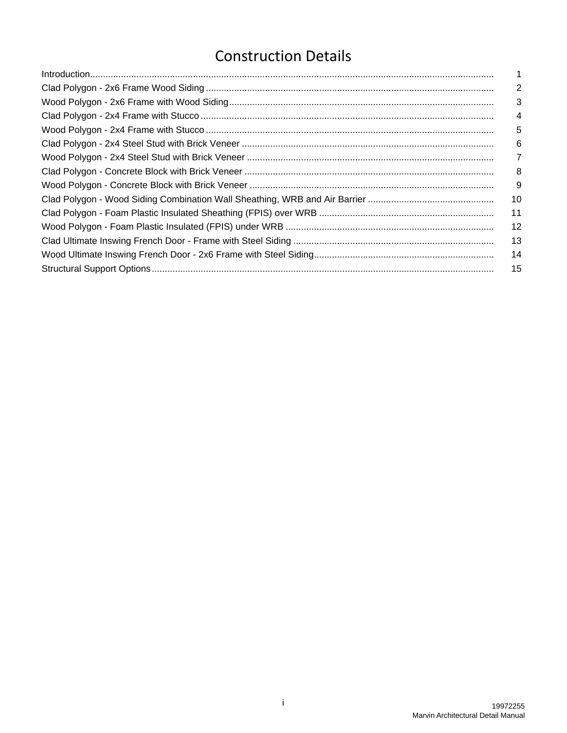# Construction Details

| | |
|---|---|
| Introduction | 1 |
| Clad Polygon - 2x6 Frame Wood Siding | 2 |
| Wood Polygon - 2x6 Frame with Wood Siding | 3 |
| Clad Polygon - 2x4 Frame with Stucco | 4 |
| Wood Polygon - 2x4 Frame with Stucco | 5 |
| Clad Polygon - 2x4 Steel Stud with Brick Veneer | 6 |
| Wood Polygon - 2x4 Steel Stud with Brick Veneer | 7 |
| Clad Polygon - Concrete Block with Brick Veneer | 8 |
| Wood Polygon - Concrete Block with Brick Veneer | 9 |
| Clad Polygon - Wood Siding Combination Wall Sheathing, WRB and Air Barrier | 10 |
| Clad Polygon - Foam Plastic Insulated Sheathing (FPIS) over WRB | 11 |
| Wood Polygon - Foam Plastic Insulated (FPIS) under WRB | 12 |
| Clad Ultimate Inswing French Door - Frame with Steel Siding | 13 |
| Wood Ultimate Inswing French Door - 2x6 Frame with Steel Siding | 14 |
| Structural Support Options | 15 |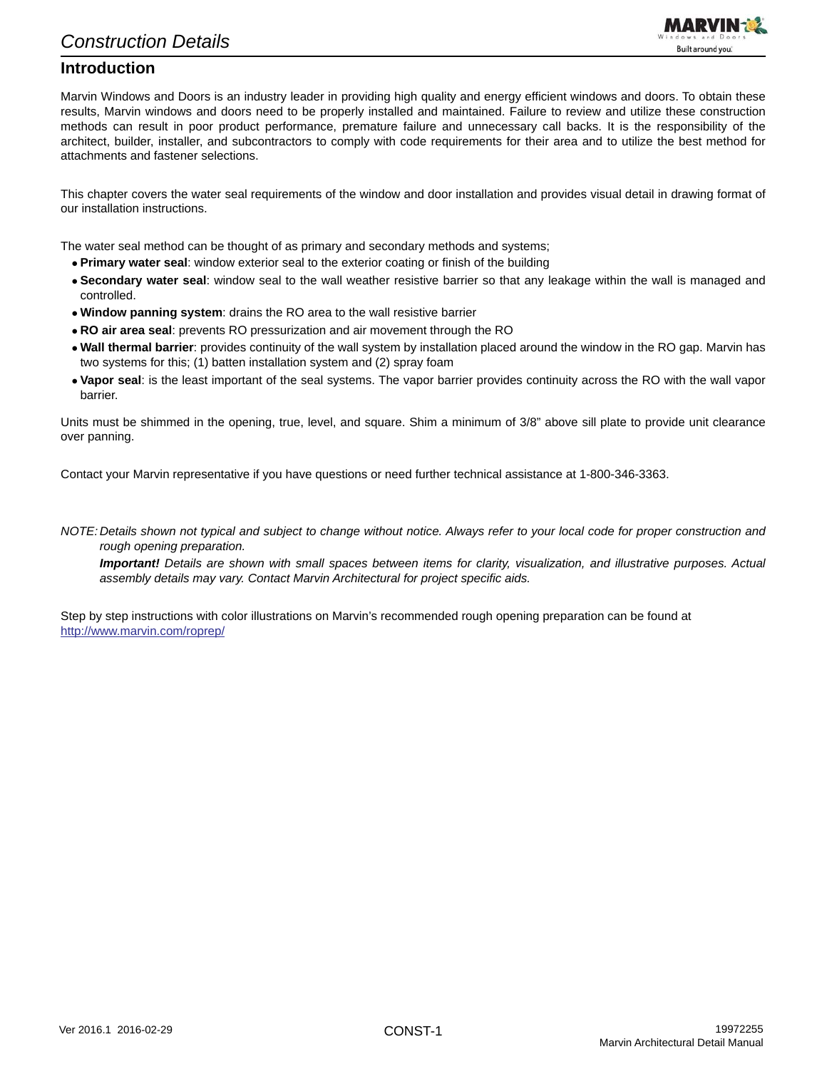# Construction Details

## Introduction

Marvin Windows and Doors is an industry leader in providing high quality and energy efficient windows and doors. To obtain these results, Marvin windows and doors need to be properly installed and maintained. Failure to review and utilize these construction methods can result in poor product performance, premature failure and unnecessary call backs. It is the responsibility of the architect, builder, installer, and subcontractors to comply with code requirements for their area and to utilize the best method for attachments and fastener selections.

This chapter covers the water seal requirements of the window and door installation and provides visual detail in drawing format of our installation instructions.

The water seal method can be thought of as primary and secondary methods and systems;

- **Primary water seal**: window exterior seal to the exterior coating or finish of the building
- **Secondary water seal**: window seal to the wall weather resistive barrier so that any leakage within the wall is managed and controlled.
- **Window panning system**: drains the RO area to the wall resistive barrier
- **RO air area seal**: prevents RO pressurization and air movement through the RO
- **Wall thermal barrier**: provides continuity of the wall system by installation placed around the window in the RO gap. Marvin has two systems for this; (1) batten installation system and (2) spray foam
- **Vapor seal**: is the least important of the seal systems. The vapor barrier provides continuity across the RO with the wall vapor barrier.

Units must be shimmed in the opening, true, level, and square. Shim a minimum of 3/8" above sill plate to provide unit clearance over panning.

Contact your Marvin representative if you have questions or need further technical assistance at 1-800-346-3363.

*NOTE: Details shown not typical and subject to change without notice. Always refer to your local code for proper construction and rough opening preparation.*

***Important!*** *Details are shown with small spaces between items for clarity, visualization, and illustrative purposes. Actual assembly details may vary. Contact Marvin Architectural for project specific aids.*

Step by step instructions with color illustrations on Marvin's recommended rough opening preparation can be found at http://www.marvin.com/roprep/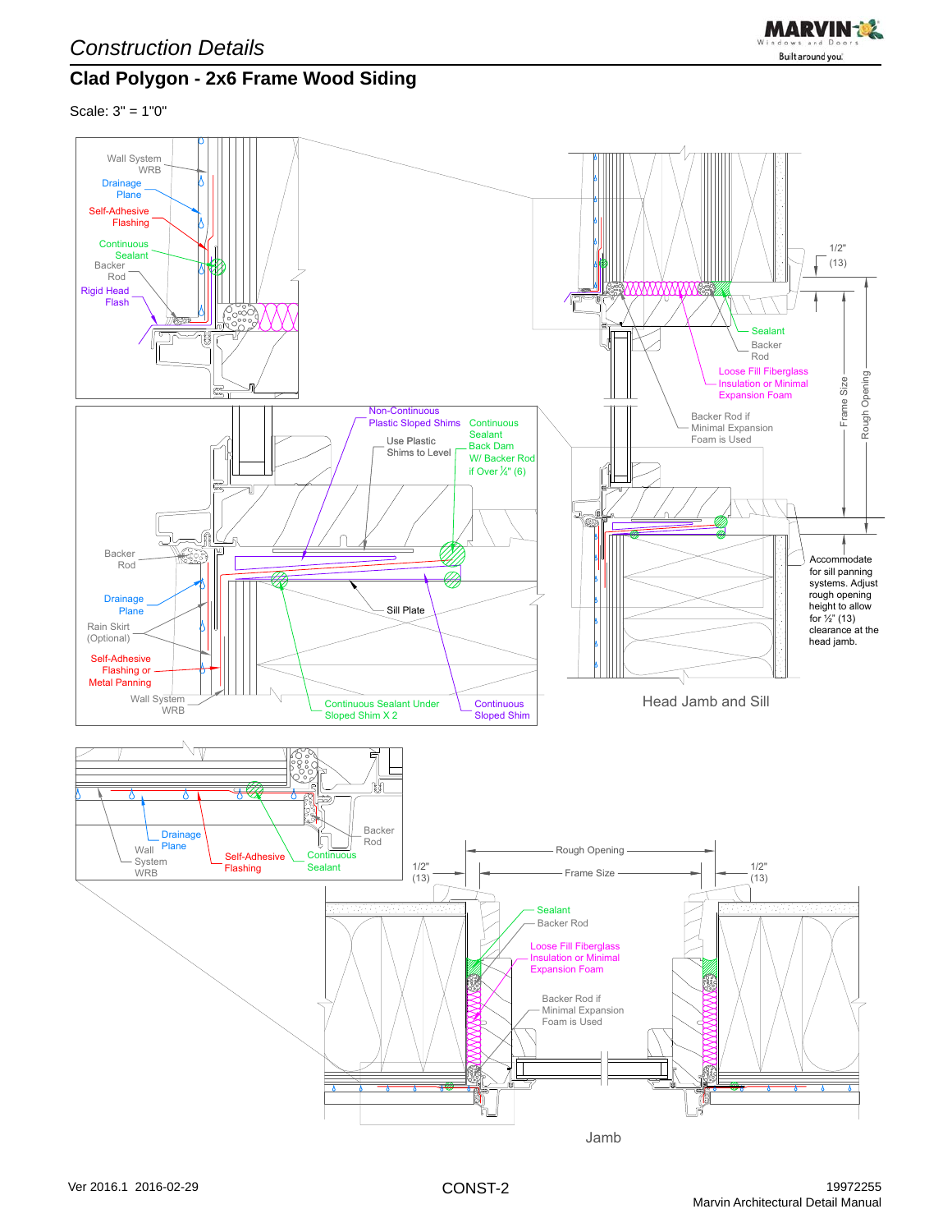# Construction Details

## Clad Polygon - 2x6 Frame Wood Siding

Scale: 3" = 1'0"

Wall System WRB

Drainage Plane

Self-Adhesive Flashing

Continuous Sealant

Backer Rod

Rigid Head Flash

Non-Continuous Plastic Sloped Shims

Use Plastic Shims to Level

Continuous Sealant Back Dam W/ Backer Rod if Over ¼" (6)

Backer Rod

Drainage Plane

Sill Plate

Rain Skirt (Optional)

Self-Adhesive Flashing or Metal Panning

Wall System WRB

Continuous Sealant Under Sloped Shim X 2

Continuous Sloped Shim

1/2" (13)

Sealant

Backer Rod

Loose Fill Fiberglass Insulation or Minimal Expansion Foam

Backer Rod if Minimal Expansion Foam is Used

Frame Size

Rough Opening

Accommodate for sill panning systems. Adjust rough opening height to allow for ½" (13) clearance at the head jamb.

Head Jamb and Sill

Drainage Plane

Wall System WRB

Self-Adhesive Flashing

Continuous Sealant

Backer Rod

Rough Opening

Frame Size

1/2" (13)

1/2" (13)

Sealant

Backer Rod

Loose Fill Fiberglass Insulation or Minimal Expansion Foam

Backer Rod if Minimal Expansion Foam is Used

Jamb

Ver 2016.1 2016-02-29

CONST-2

19972255

Marvin Architectural Detail Manual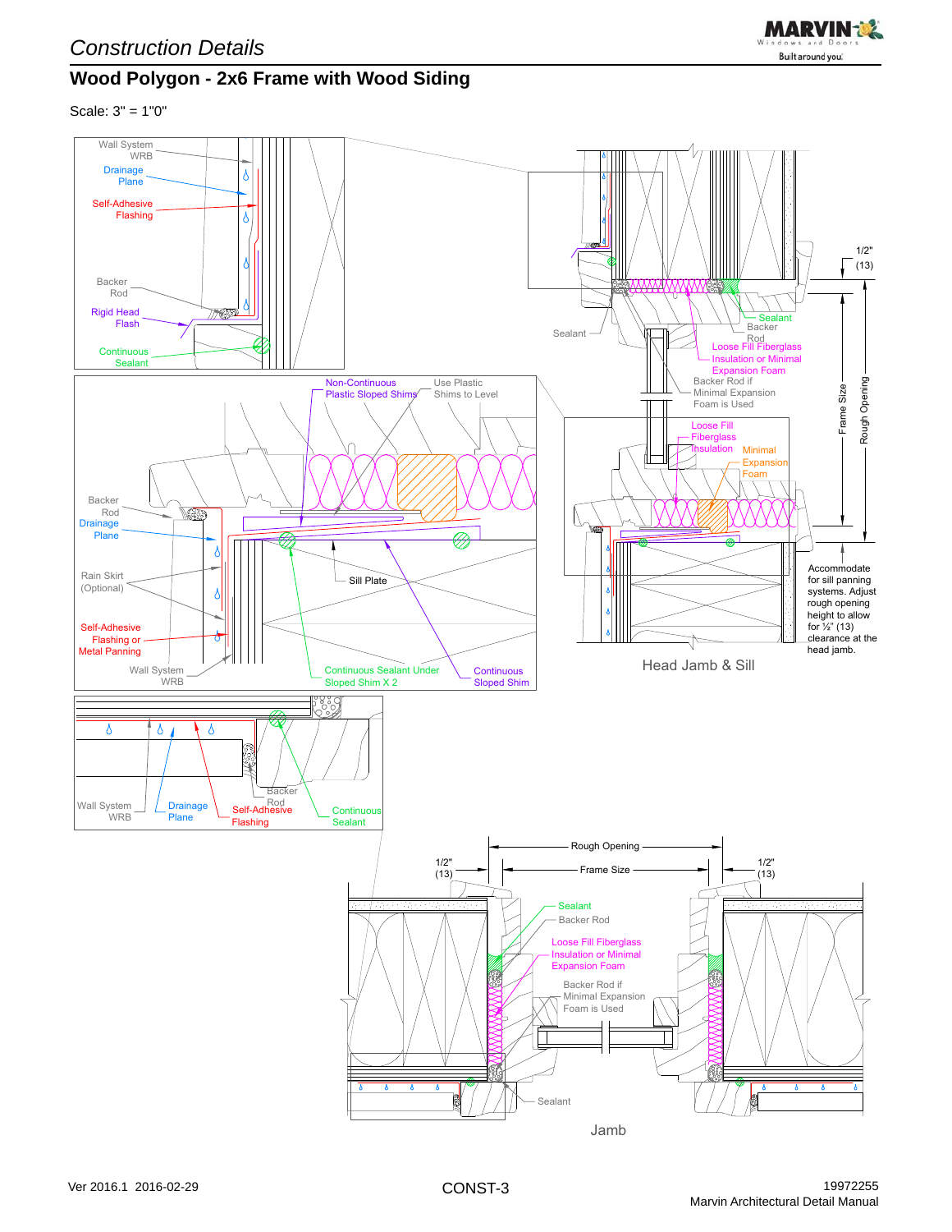# Construction Details

## Wood Polygon - 2x6 Frame with Wood Siding

Scale: 3" = 1"0"

Wall System WRB

Drainage Plane

Self-Adhesive Flashing

Backer Rod

Rigid Head Flash

Continuous Sealant

Non-Continuous Plastic Sloped Shims

Use Plastic Shims to Level

Backer Rod

Drainage Plane

Rain Skirt (Optional)

Self-Adhesive Flashing or Metal Panning

Wall System WRB

Sill Plate

Continuous Sealant Under Sloped Shim X 2

Continuous Sloped Shim

Wall System WRB

Drainage Plane

Self-Adhesive Flashing

Backer Rod

Continuous Sealant

Sealant

Sealant

Backer Rod

Loose Fill Fiberglass Insulation or Minimal Expansion Foam

Backer Rod if Minimal Expansion Foam is Used

Loose Fill Fiberglass Insulation

Minimal Expansion Foam

1/2" (13)

Frame Size

Rough Opening

Accommodate for sill panning systems. Adjust rough opening height to allow for ½" (13) clearance at the head jamb.

Head Jamb & Sill

Rough Opening

Frame Size

1/2" (13)

1/2" (13)

Sealant

Backer Rod

Loose Fill Fiberglass Insulation or Minimal Expansion Foam

Backer Rod if Minimal Expansion Foam is Used

Sealant

Jamb

Ver 2016.1 2016-02-29

CONST-3

19972255
Marvin Architectural Detail Manual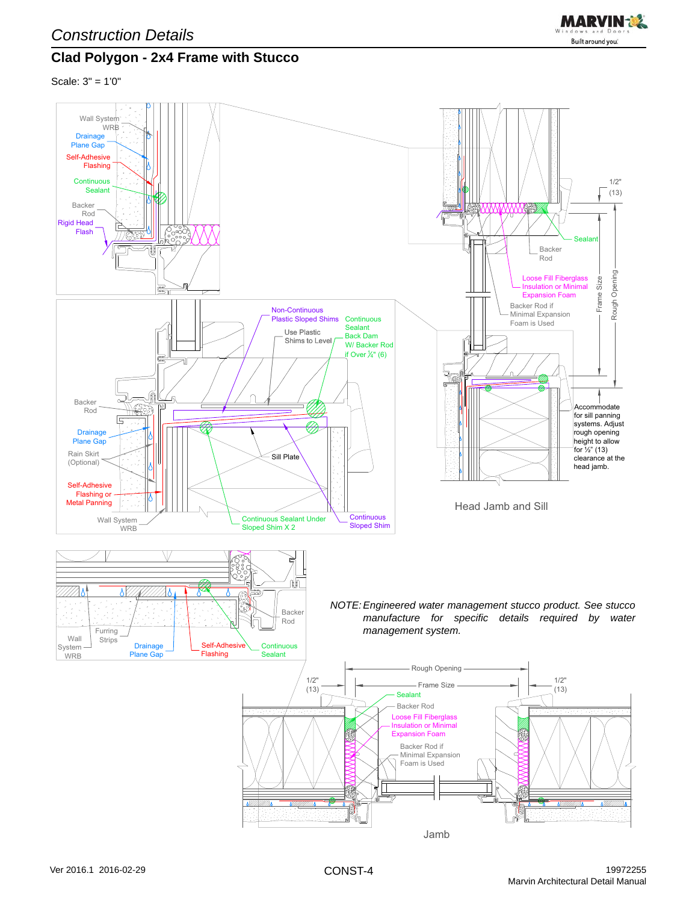# Construction Details

## Clad Polygon - 2x4 Frame with Stucco

Scale: 3" = 1'0"

Wall System WRB

Drainage Plane Gap

Self-Adhesive Flashing

Continuous Sealant

Backer Rod

Rigid Head Flash

1/2" (13)

Sealant

Backer Rod

Loose Fill Fiberglass Insulation or Minimal Expansion Foam

Backer Rod if Minimal Expansion Foam is Used

Frame Size

Rough Opening

Non-Continuous Plastic Sloped Shims

Use Plastic Shims to Level

Continuous Sealant Back Dam W/ Backer Rod if Over ¼" (6)

Backer Rod

Drainage Plane Gap

Rain Skirt (Optional)

Sill Plate

Self-Adhesive Flashing or Metal Panning

Wall System WRB

Continuous Sealant Under Sloped Shim X 2

Continuous Sloped Shim

Accommodate for sill panning systems. Adjust rough opening height to allow for ½" (13) clearance at the head jamb.

Head Jamb and Sill

Backer Rod

Wall System WRB

Furring Strips

Drainage Plane Gap

Self-Adhesive Flashing

Continuous Sealant

*NOTE: Engineered water management stucco product. See stucco manufacture for specific details required by water management system.*

Rough Opening

1/2" (13)

Frame Size

1/2" (13)

Sealant

Backer Rod

Loose Fill Fiberglass Insulation or Minimal Expansion Foam

Backer Rod if Minimal Expansion Foam is Used

Jamb

Ver 2016.1 2016-02-29

CONST-4

19972255

Marvin Architectural Detail Manual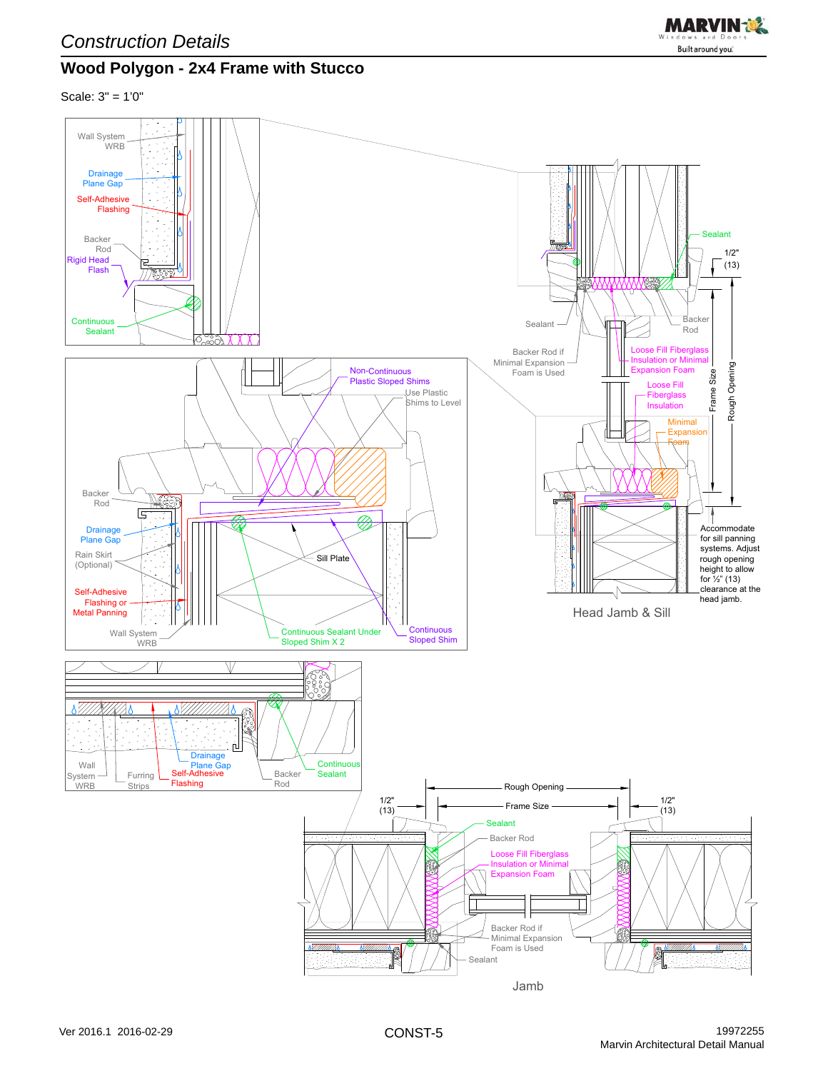# Construction Details

## Wood Polygon - 2x4 Frame with Stucco

Scale: 3" = 1'0"

Wall System WRB

Drainage Plane Gap

Self-Adhesive Flashing

Backer Rod

Rigid Head Flash

Continuous Sealant

Non-Continuous Plastic Sloped Shims

Use Plastic Shims to Level

Backer Rod

Drainage Plane Gap

Rain Skirt (Optional)

Self-Adhesive Flashing or Metal Panning

Wall System WRB

Sill Plate

Continuous Sealant Under Sloped Shim X 2

Continuous Sloped Shim

Sealant

1/2" (13)

Sealant

Backer Rod

Backer Rod if Minimal Expansion Foam is Used

Loose Fill Fiberglass Insulation or Minimal Expansion Foam

Loose Fill Fiberglass Insulation

Minimal Expansion Foam

Frame Size

Rough Opening

Accommodate for sill panning systems. Adjust rough opening height to allow for ½" (13) clearance at the head jamb.

Head Jamb & Sill

Wall System WRB

Furring Strips

Drainage Plane Gap

Self-Adhesive Flashing

Backer Rod

Continuous Sealant

Rough Opening

1/2" (13)

Frame Size

1/2" (13)

Sealant

Backer Rod

Loose Fill Fiberglass Insulation or Minimal Expansion Foam

Backer Rod if Minimal Expansion Foam is Used

Sealant

Jamb

Ver 2016.1 2016-02-29

CONST-5

19972255

Marvin Architectural Detail Manual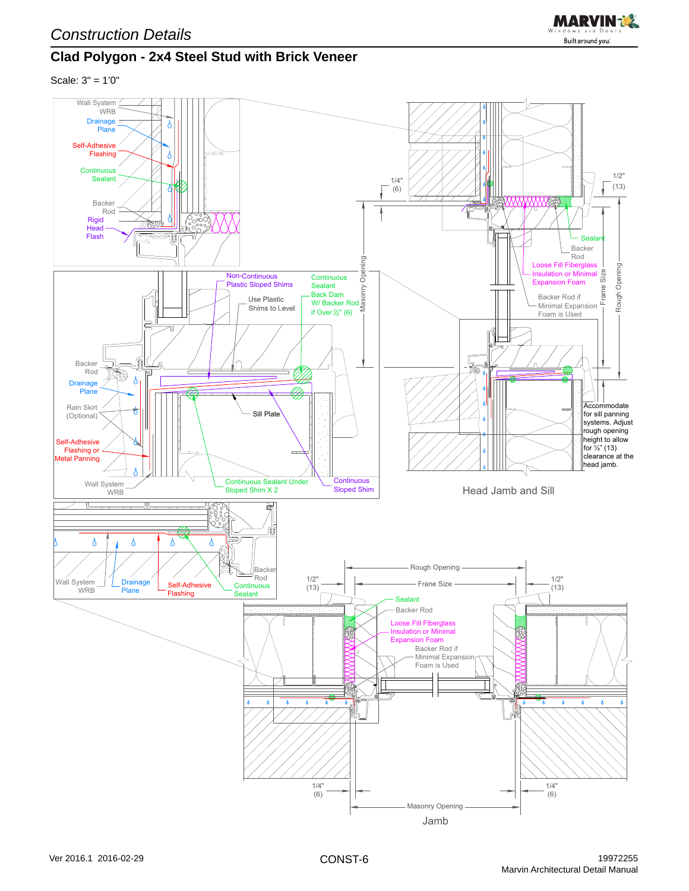# Construction Details

## Clad Polygon - 2x4 Steel Stud with Brick Veneer

Scale: 3" = 1'0"

Wall System WRB

Drainage Plane

Self-Adhesive Flashing

Continuous Sealant

Backer Rod

Rigid Head Flash

Non-Continuous Plastic Sloped Shims

Use Plastic Shims to Level

Continuous Sealant Back Dam W/ Backer Rod if Over ¼" (6)

Masonry Opening

1/4" (6)

1/2" (13)

Sealant

Backer Rod

Loose Fill Fiberglass Insulation or Minimal Expansion Foam

Backer Rod if Minimal Expansion Foam is Used

Frame Size

Rough Opening

Backer Rod

Drainage Plane

Rain Skirt (Optional)

Self-Adhesive Flashing or Metal Panning

Sill Plate

Wall System WRB

Continuous Sealant Under Sloped Shim X 2

Continuous Sloped Shim

Accommodate for sill panning systems. Adjust rough opening height to allow for ½" (13) clearance at the head jamb.

Head Jamb and Sill

Wall System WRB

Drainage Plane

Self-Adhesive Flashing

Continuous Sealant

Backer Rod

Rough Opening

Frane Size

1/2" (13)

1/2" (13)

Sealant

Backer Rod

Loose Fill Fiberglass Insulation or Minimal Expansion Foam

Backer Rod if Minimal Expansion Foam is Used

1/4" (6)

1/4" (6)

Masonry Opening

Jamb

Ver 2016.1 2016-02-29

CONST-6

19972255

Marvin Architectural Detail Manual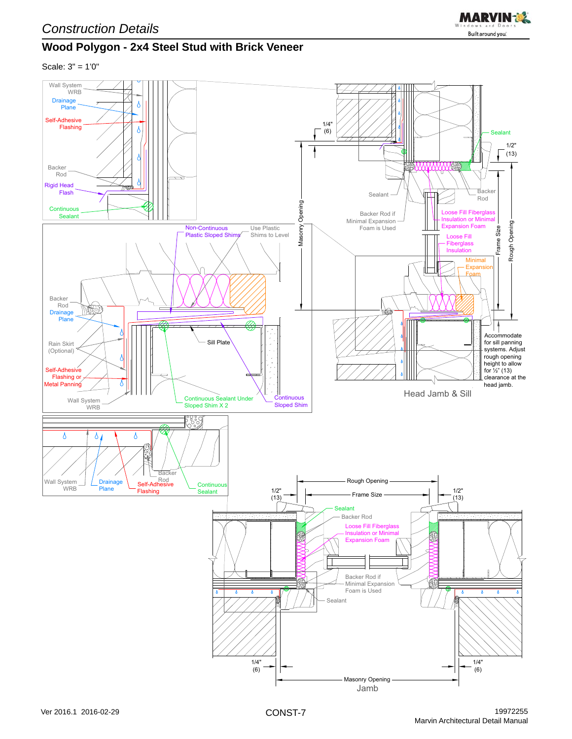# Construction Details

## Wood Polygon - 2x4 Steel Stud with Brick Veneer

Scale: 3" = 1'0"

Wall System WRB
Drainage Plane
Self-Adhesive Flashing
Backer Rod
Rigid Head Flash
Continuous Sealant

Non-Continuous Plastic Sloped Shims
Use Plastic Shims to Level
Backer Rod
Drainage Plane
Rain Skirt (Optional)
Self-Adhesive Flashing or Metal Panning
Wall System WRB
Sill Plate
Continuous Sealant Under Sloped Shim X 2
Continuous Sloped Shim

Wall System WRB
Drainage Plane
Self-Adhesive Flashing
Backer Rod
Continuous Sealant

1/4" (6)
Masonry Opening
Sealant
Backer Rod if Minimal Expansion Foam is Used
Sealant
1/2" (13)
Backer Rod
Loose Fill Fiberglass Insulation or Minimal Expansion Foam
Loose Fill Fiberglass Insulation
Minimal Expansion Foam
Frame Size
Rough Opening

Accommodate for sill panning systems. Adjust rough opening height to allow for ½" (13) clearance at the head jamb.

Head Jamb & Sill

Rough Opening
Frame Size
1/2" (13)
1/2" (13)
Sealant
Backer Rod
Loose Fill Fiberglass Insulation or Minimal Expansion Foam
Backer Rod if Minimal Expansion Foam is Used
Sealant
1/4" (6)
1/4" (6)
Masonry Opening

Jamb

Ver 2016.1 2016-02-29

CONST-7

19972255
Marvin Architectural Detail Manual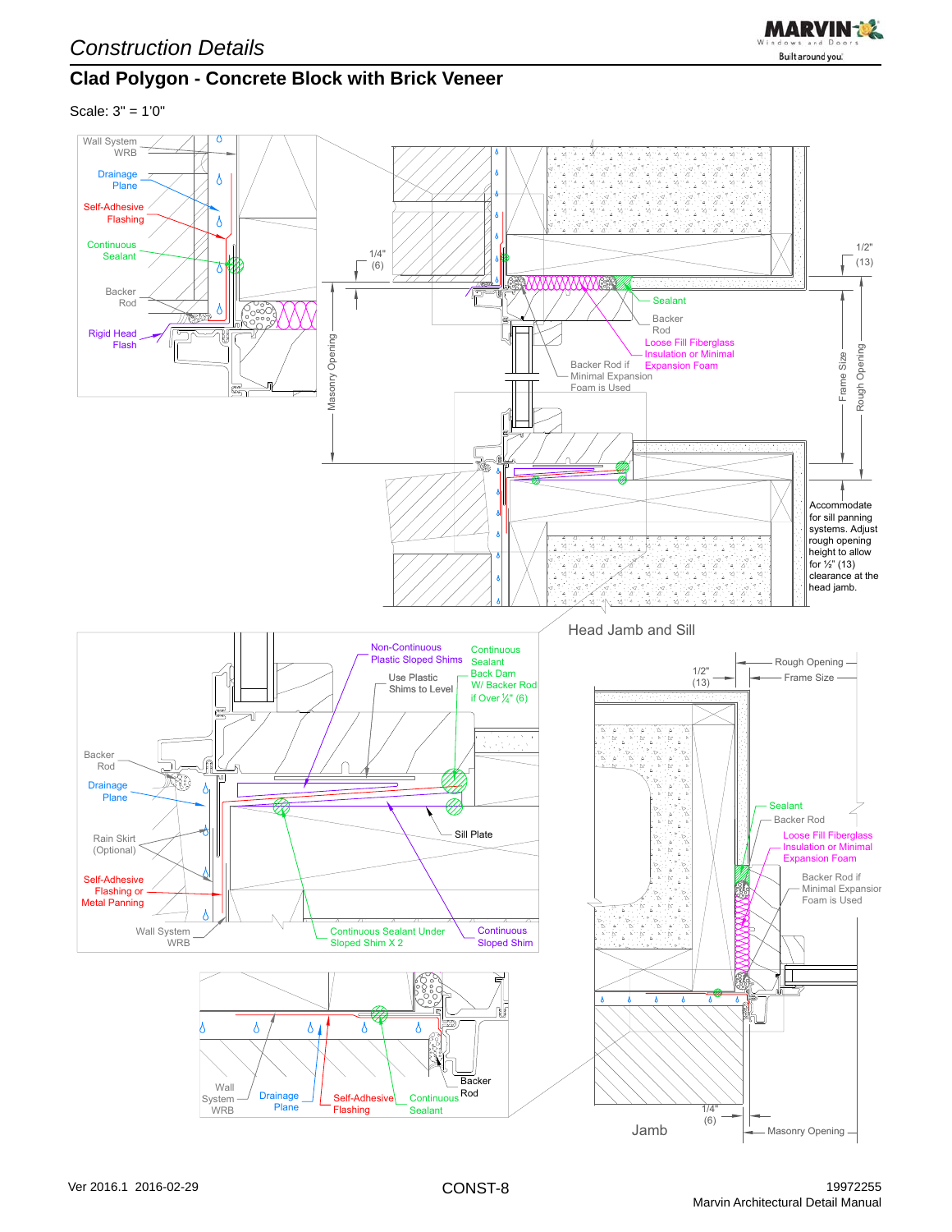# Construction Details

## Clad Polygon - Concrete Block with Brick Veneer

Scale: 3" = 1'0"

Wall System WRB

Drainage Plane

Self-Adhesive Flashing

Continuous Sealant

Backer Rod

Rigid Head Flash

1/4" (6)

Masonry Opening

Sealant

Backer Rod

Loose Fill Fiberglass Insulation or Minimal Expansion Foam

Backer Rod if Minimal Expansion Foam is Used

1/2" (13)

Frame Size

Rough Opening

Accommodate for sill panning systems. Adjust rough opening height to allow for ½" (13) clearance at the head jamb.

Head Jamb and Sill

Non-Continuous Plastic Sloped Shims

Use Plastic Shims to Level

Continuous Sealant Back Dam W/ Backer Rod if Over ¼" (6)

Backer Rod

Drainage Plane

Rain Skirt (Optional)

Self-Adhesive Flashing or Metal Panning

Sill Plate

Wall System WRB

Continuous Sealant Under Sloped Shim X 2

Continuous Sloped Shim

Rough Opening

Frame Size

1/2" (13)

Sealant

Backer Rod

Loose Fill Fiberglass Insulation or Minimal Expansion Foam

Backer Rod if Minimal Expansion Foam is Used

Wall System WRB

Drainage Plane

Self-Adhesive Flashing

Continuous Sealant

Backer Rod

1/4" (6)

Masonry Opening

Jamb

Ver 2016.1 2016-02-29

CONST-8

19972255

Marvin Architectural Detail Manual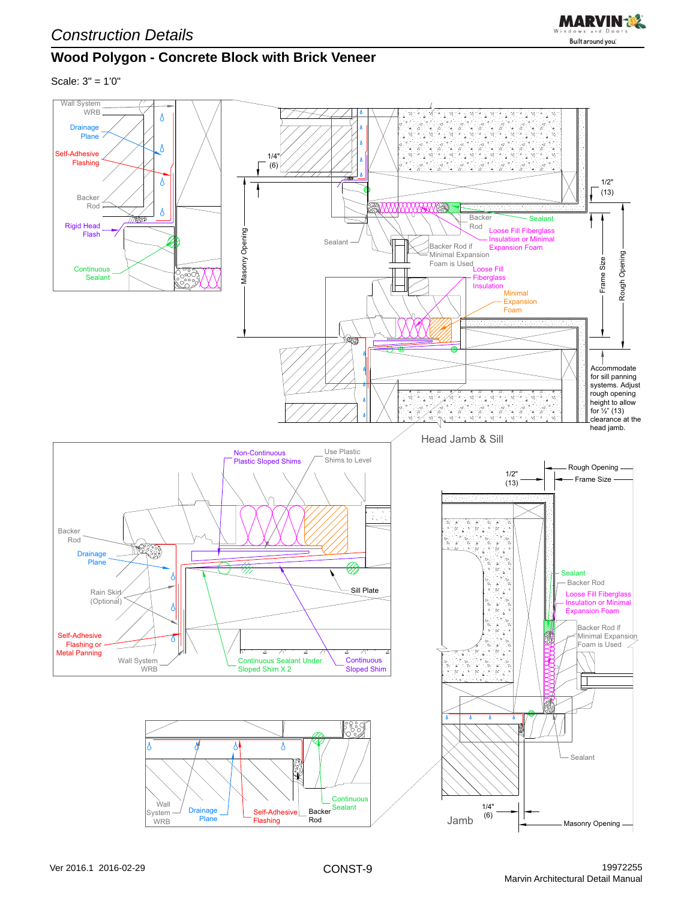# Construction Details

## Wood Polygon - Concrete Block with Brick Veneer

Scale: 3" = 1'0"

Wall System WRB

Drainage Plane

Self-Adhesive Flashing

Backer Rod

Rigid Head Flash

Continuous Sealant

1/4" (6)

Masonry Opening

Sealant

Backer Rod

Sealant

Loose Fill Fiberglass Insulation or Minimal Expansion Foam

Backer Rod if Minimal Expansion Foam is Used

Loose Fill Fiberglass Insulation

Minimal Expansion Foam

1/2" (13)

Frame Size

Rough Opening

Accommodate for sill panning systems. Adjust rough opening height to allow for ½" (13) clearance at the head jamb.

Head Jamb & Sill

Non-Continuous Plastic Sloped Shims

Use Plastic Shims to Level

Backer Rod

Drainage Plane

Rain Skirt (Optional)

Sill Plate

Self-Adhesive Flashing or Metal Panning

Wall System WRB

Continuous Sealant Under Sloped Shim X 2

Continuous Sloped Shim

Rough Opening

1/2" (13)

Frame Size

Sealant

Backer Rod

Loose Fill Fiberglass Insulation or Minimal Expansion Foam

Backer Rod if Minimal Expansion Foam is Used

Sealant

Wall System WRB

Drainage Plane

Self-Adhesive Flashing

Backer Rod

Continuous Sealant

1/4" (6)

Jamb

Masonry Opening

Ver 2016.1 2016-02-29

CONST-9

19972255
Marvin Architectural Detail Manual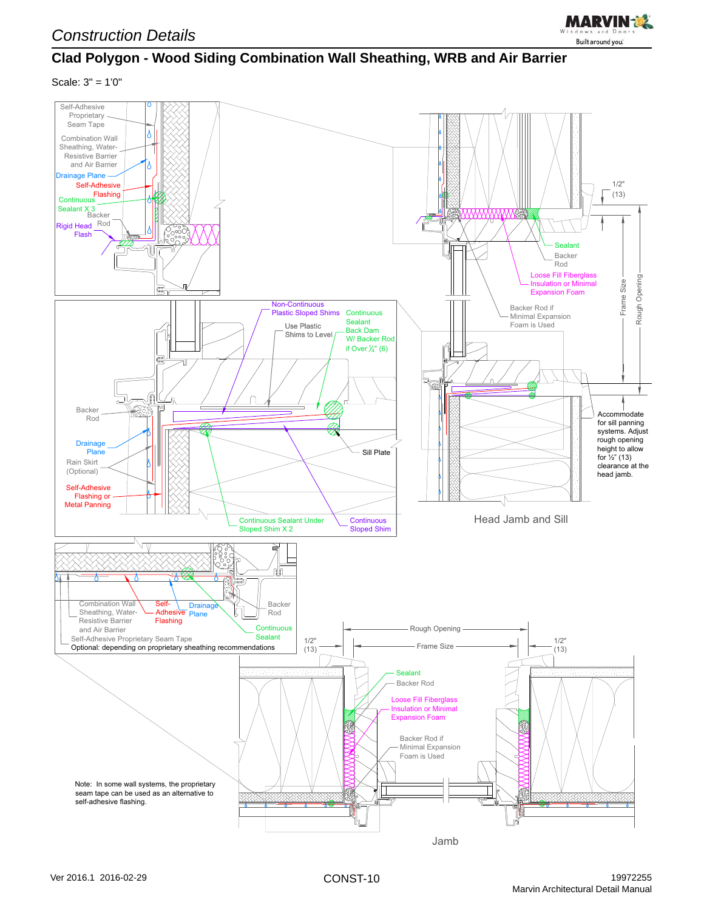# Construction Details

## Clad Polygon - Wood Siding Combination Wall Sheathing, WRB and Air Barrier

Scale: 3" = 1'0"

Self-Adhesive Proprietary Seam Tape

Combination Wall Sheathing, Water-Resistive Barrier and Air Barrier

Drainage Plane

Self-Adhesive Flashing

Continuous Sealant X 3

Backer Rod

Rigid Head Flash

Non-Continuous Plastic Sloped Shims

Use Plastic Shims to Level

Continuous Sealant Back Dam W/ Backer Rod if Over ¼" (6)

Backer Rod

Drainage Plane

Rain Skirt (Optional)

Self-Adhesive Flashing or Metal Panning

Sill Plate

Continuous Sealant Under Sloped Shim X 2

Continuous Sloped Shim

1/2" (13)

Sealant

Backer Rod

Loose Fill Fiberglass Insulation or Minimal Expansion Foam

Backer Rod if Minimal Expansion Foam is Used

Frame Size

Rough Opening

Accommodate for sill panning systems. Adjust rough opening height to allow for ½" (13) clearance at the head jamb.

Head Jamb and Sill

Combination Wall Sheathing, Water-Resistive Barrier and Air Barrier

Self-Adhesive Flashing

Drainage Plane

Backer Rod

Continuous Sealant

Self-Adhesive Proprietary Seam Tape

Optional: depending on proprietary sheathing recommendations

Rough Opening

Frame Size

1/2" (13)

1/2" (13)

Sealant

Backer Rod

Loose Fill Fiberglass Insulation or Minimal Expansion Foam

Backer Rod if Minimal Expansion Foam is Used

Note: In some wall systems, the proprietary seam tape can be used as an alternative to self-adhesive flashing.

Jamb

Ver 2016.1 2016-02-29

CONST-10

19972255

Marvin Architectural Detail Manual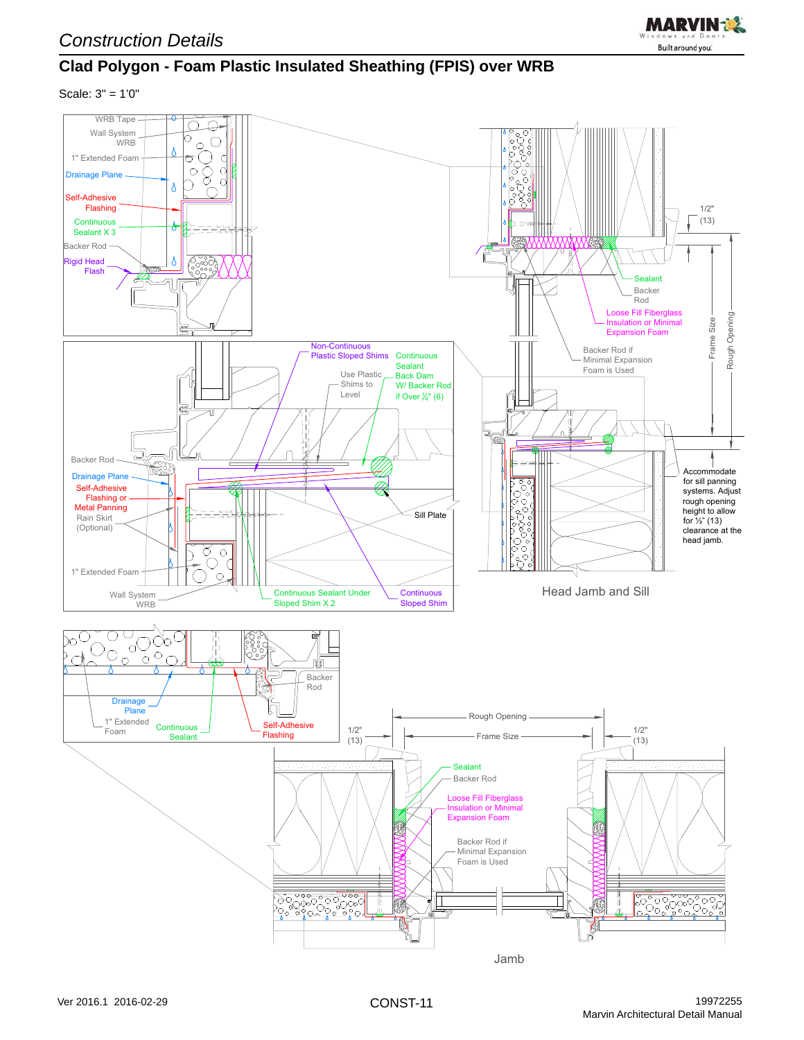Construction Details

## Clad Polygon - Foam Plastic Insulated Sheathing (FPIS) over WRB

Scale: 3" = 1'0"

WRB Tape
Wall System WRB
1" Extended Foam
Drainage Plane
Self-Adhesive Flashing
Continuous Sealant X 3
Backer Rod
Rigid Head Flash

Non-Continuous Plastic Sloped Shims
Continuous Sealant Back Dam W/ Backer Rod if Over ¼" (6)
Use Plastic Shims to Level
Backer Rod
Drainage Plane
Self-Adhesive Flashing or Metal Panning
Rain Skirt (Optional)
Sill Plate
1" Extended Foam
Wall System WRB
Continuous Sealant Under Sloped Shim X 2
Continuous Sloped Shim

1/2" (13)
Sealant
Backer Rod
Loose Fill Fiberglass Insulation or Minimal Expansion Foam
Backer Rod if Minimal Expansion Foam is Used
Frame Size
Rough Opening
Accommodate for sill panning systems. Adjust rough opening height to allow for ½" (13) clearance at the head jamb.

Head Jamb and Sill

Backer Rod
Drainage Plane
1" Extended Foam
Continuous Sealant
Self-Adhesive Flashing

Rough Opening
Frame Size
1/2" (13)
1/2" (13)
Sealant
Backer Rod
Loose Fill Fiberglass Insulation or Minimal Expansion Foam
Backer Rod if Minimal Expansion Foam is Used

Jamb

Ver 2016.1 2016-02-29

CONST-11

19972255
Marvin Architectural Detail Manual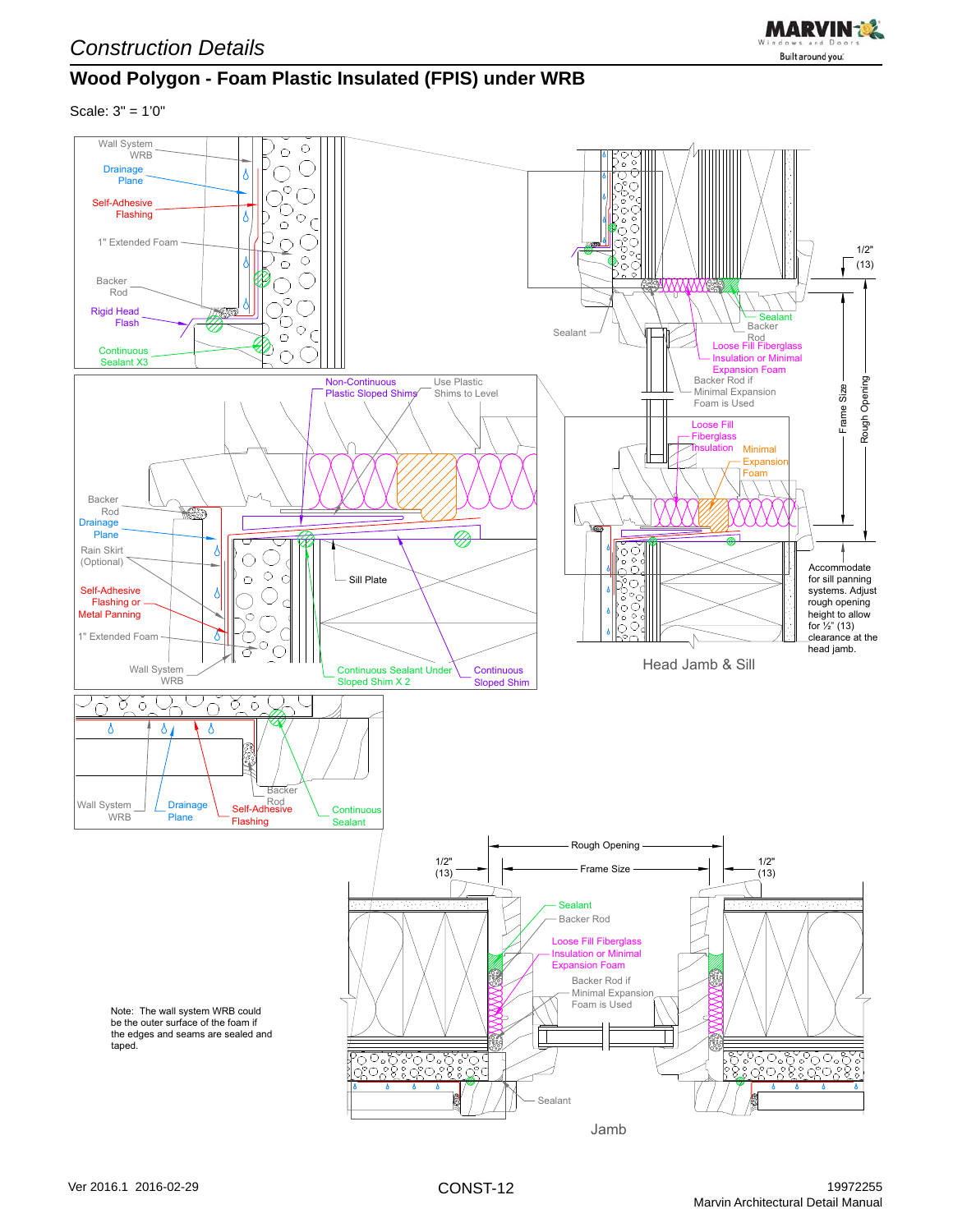# Construction Details

## Wood Polygon - Foam Plastic Insulated (FPIS) under WRB

Scale: 3" = 1'0"

Wall System WRB

Drainage Plane

Self-Adhesive Flashing

1" Extended Foam

Backer Rod

Rigid Head Flash

Continuous Sealant X3

Non-Continuous Plastic Sloped Shims

Use Plastic Shims to Level

Backer Rod

Drainage Plane

Rain Skirt (Optional)

Self-Adhesive Flashing or Metal Panning

1" Extended Foam

Wall System WRB

Sill Plate

Continuous Sealant Under Sloped Shim X 2

Continuous Sloped Shim

Wall System WRB

Drainage Plane

Self-Adhesive Flashing

Backer Rod

Continuous Sealant

Sealant

Sealant

Backer Rod

Loose Fill Fiberglass Insulation or Minimal Expansion Foam

Backer Rod if Minimal Expansion Foam is Used

Loose Fill Fiberglass Insulation

Minimal Expansion Foam

1/2" (13)

Frame Size

Rough Opening

Accommodate for sill panning systems. Adjust rough opening height to allow for ½" (13) clearance at the head jamb.

Head Jamb & Sill

Rough Opening

1/2" (13)

Frame Size

1/2" (13)

Sealant

Backer Rod

Loose Fill Fiberglass Insulation or Minimal Expansion Foam

Backer Rod if Minimal Expansion Foam is Used

Sealant

Note: The wall system WRB could be the outer surface of the foam if the edges and seams are sealed and taped.

Jamb

Ver 2016.1 2016-02-29

CONST-12

19972255
Marvin Architectural Detail Manual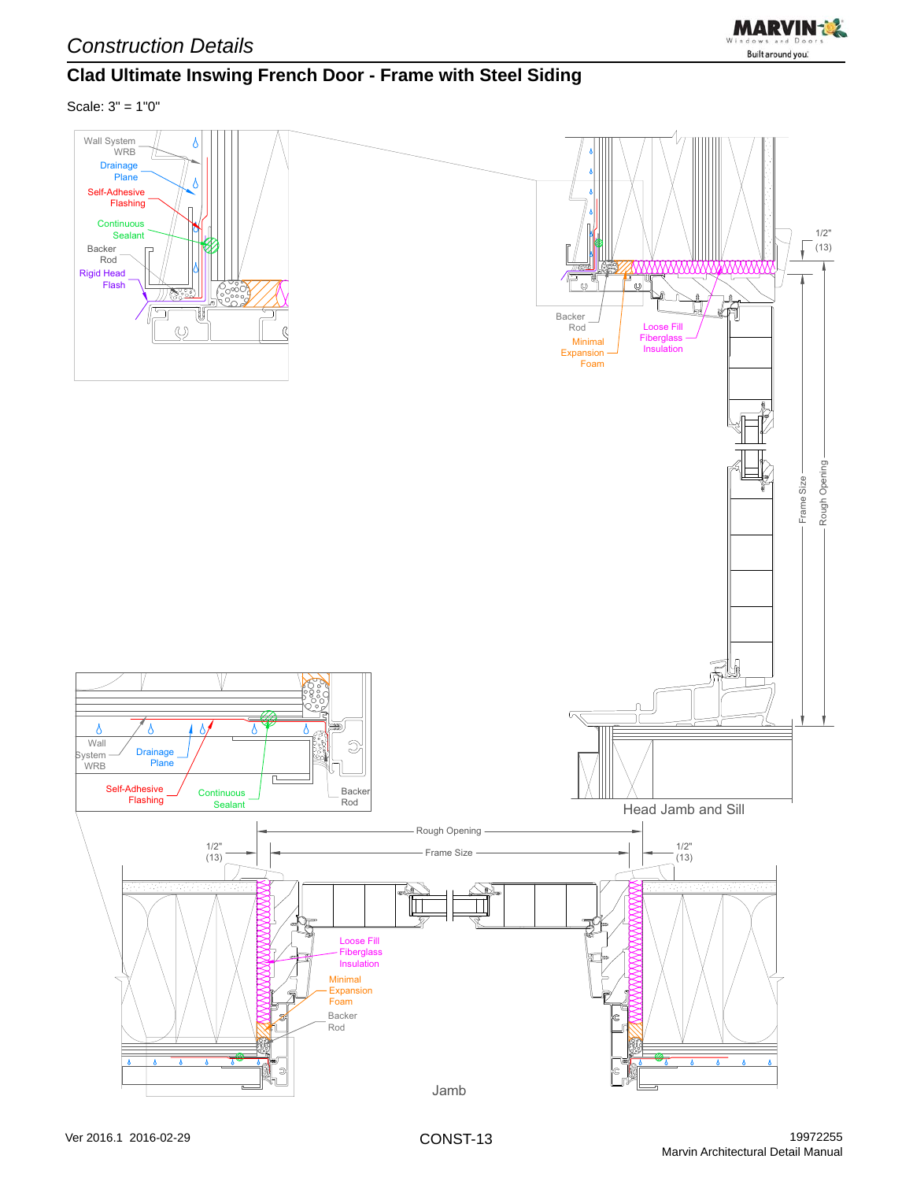## Construction Details

## Clad Ultimate Inswing French Door - Frame with Steel Siding

Scale: 3" = 1'0"

Wall System WRB

Drainage Plane

Self-Adhesive Flashing

Continuous Sealant

Backer Rod

Rigid Head Flash

Backer Rod

Minimal Expansion Foam

Loose Fill Fiberglass Insulation

1/2" (13)

Frame Size

Rough Opening

Head Jamb and Sill

Wall System WRB

Drainage Plane

Self-Adhesive Flashing

Continuous Sealant

Backer Rod

Rough Opening

1/2" (13)

Frame Size

1/2" (13)

Loose Fill Fiberglass Insulation

Minimal Expansion Foam

Backer Rod

Jamb

Ver 2016.1 2016-02-29

CONST-13

19972255
Marvin Architectural Detail Manual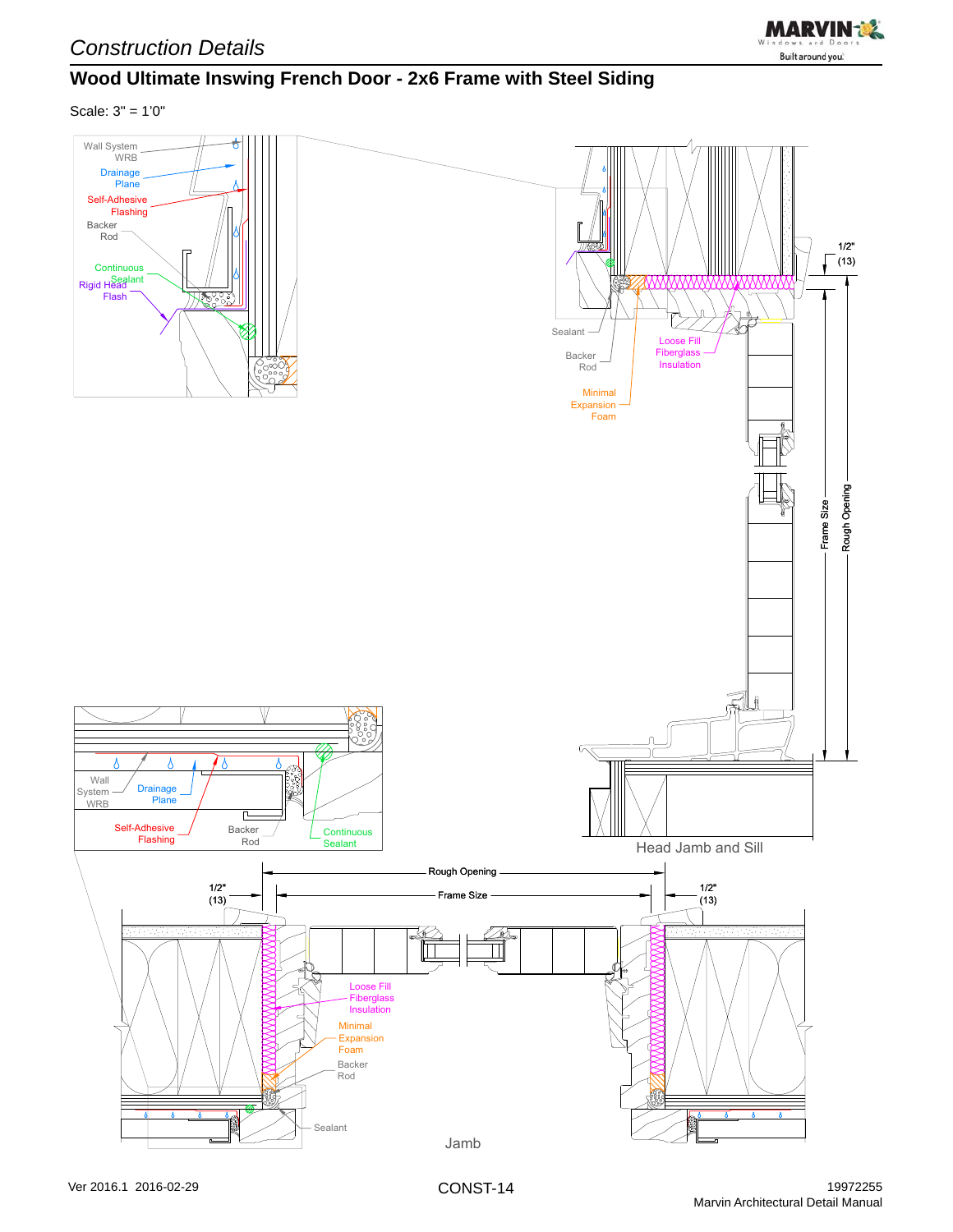# Construction Details

## Wood Ultimate Inswing French Door - 2x6 Frame with Steel Siding

Scale: 3" = 1'0"

Wall System WRB

Drainage Plane

Self-Adhesive Flashing

Backer Rod

Continuous Sealant

Rigid Head Flash

1/2" (13)

Sealant

Backer Rod

Loose Fill Fiberglass Insulation

Minimal Expansion Foam

Frame Size

Rough Opening

Wall System WRB

Drainage Plane

Self-Adhesive Flashing

Backer Rod

Continuous Sealant

Head Jamb and Sill

Rough Opening

1/2" (13)

Frame Size

1/2" (13)

Loose Fill Fiberglass Insulation

Minimal Expansion Foam

Backer Rod

Sealant

Jamb

Ver 2016.1 2016-02-29

CONST-14

19972255
Marvin Architectural Detail Manual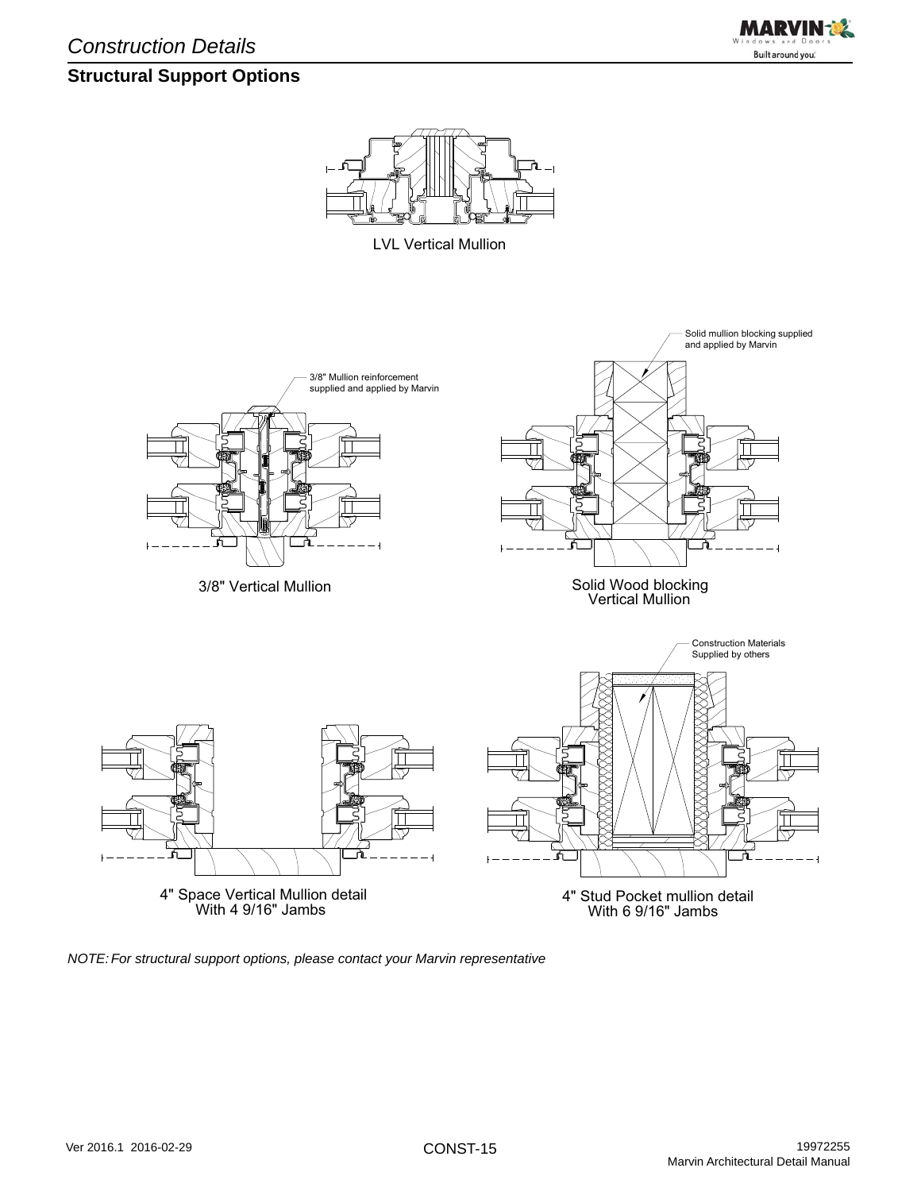# Construction Details

## Structural Support Options

LVL Vertical Mullion

3/8" Mullion reinforcement supplied and applied by Marvin

3/8" Vertical Mullion

Solid mullion blocking supplied and applied by Marvin

Solid Wood blocking Vertical Mullion

4" Space Vertical Mullion detail With 4 9/16" Jambs

Construction Materials Supplied by others

4" Stud Pocket mullion detail With 6 9/16" Jambs

*NOTE: For structural support options, please contact your Marvin representative*